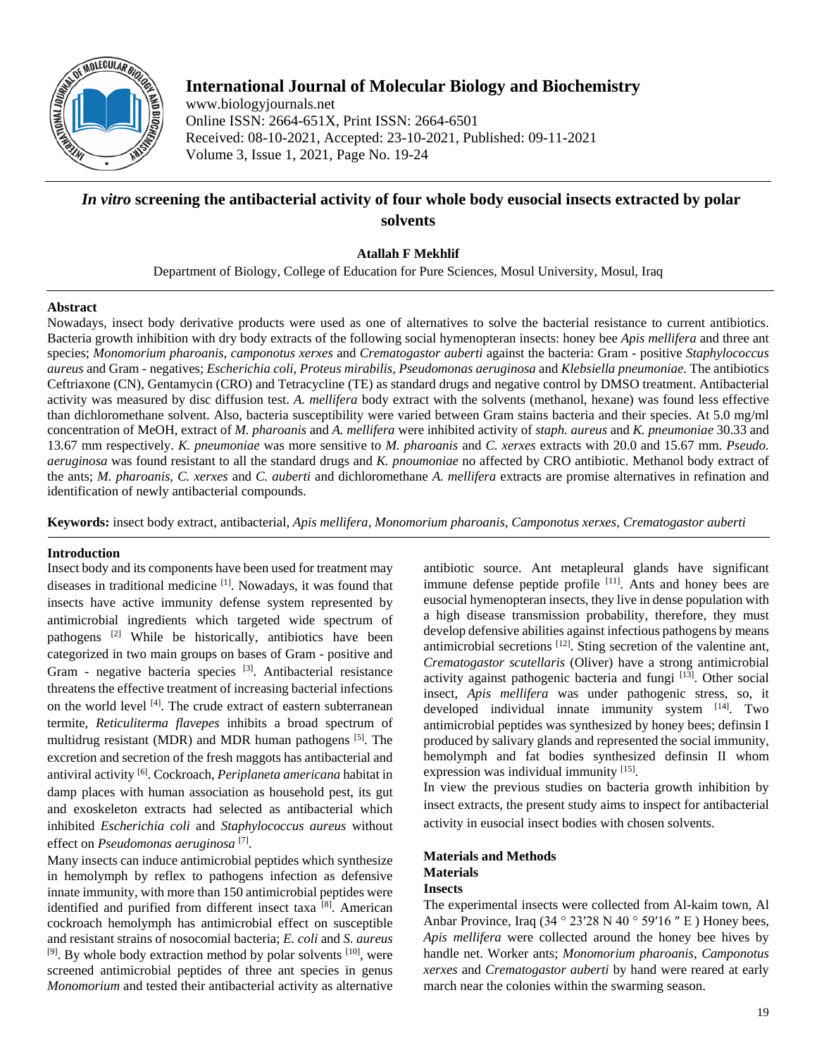# *In vitro* screening the antibacterial activity of four whole body eusocial insects extracted by polar solvents

**Atallah F Mekhlif**

Department of Biology, College of Education for Pure Sciences, Mosul University, Mosul, Iraq

## Abstract

Nowadays, insect body derivative products were used as one of alternatives to solve the bacterial resistance to current antibiotics. Bacteria growth inhibition with dry body extracts of the following social hymenopteran insects: honey bee *Apis mellifera* and three ant species; *Monomorium pharoanis*, *camponotus xerxes* and *Crematogastor auberti* against the bacteria: Gram - positive *Staphylococcus aureus* and Gram - negatives; *Escherichia coli*, *Proteus mirabilis*, *Pseudomonas aeruginosa* and *Klebsiella pneumoniae*. The antibiotics Ceftriaxone (CN), Gentamycin (CRO) and Tetracycline (TE) as standard drugs and negative control by DMSO treatment. Antibacterial activity was measured by disc diffusion test. *A. mellifera* body extract with the solvents (methanol, hexane) was found less effective than dichloromethane solvent. Also, bacteria susceptibility were varied between Gram stains bacteria and their species. At 5.0 mg/ml concentration of MeOH, extract of *M. pharoanis* and *A. mellifera* were inhibited activity of *staph. aureus* and *K. pneumoniae* 30.33 and 13.67 mm respectively. *K. pneumoniae* was more sensitive to *M. pharoanis* and *C. xerxes* extracts with 20.0 and 15.67 mm. *Pseudo. aeruginosa* was found resistant to all the standard drugs and *K. pnoumoniae* no affected by CRO antibiotic. Methanol body extract of the ants; *M. pharoanis*, *C. xerxes* and *C. auberti* and dichloromethane *A. mellifera* extracts are promise alternatives in refination and identification of newly antibacterial compounds.

**Keywords:** insect body extract, antibacterial, *Apis mellifera*, *Monomorium pharoanis*, *Camponotus xerxes*, *Crematogastor auberti*

## Introduction

Insect body and its components have been used for treatment may diseases in traditional medicine [1]. Nowadays, it was found that insects have active immunity defense system represented by antimicrobial ingredients which targeted wide spectrum of pathogens [2] While be historically, antibiotics have been categorized in two main groups on bases of Gram - positive and Gram - negative bacteria species [3]. Antibacterial resistance threatens the effective treatment of increasing bacterial infections on the world level [4]. The crude extract of eastern subterranean termite, *Reticuliterma flavepes* inhibits a broad spectrum of multidrug resistant (MDR) and MDR human pathogens [5]. The excretion and secretion of the fresh maggots has antibacterial and antiviral activity [6]. Cockroach, *Periplaneta americana* habitat in damp places with human association as household pest, its gut and exoskeleton extracts had selected as antibacterial which inhibited *Escherichia coli* and *Staphylococcus aureus* without effect on *Pseudomonas aeruginosa* [7].

Many insects can induce antimicrobial peptides which synthesize in hemolymph by reflex to pathogens infection as defensive innate immunity, with more than 150 antimicrobial peptides were identified and purified from different insect taxa [8]. American cockroach hemolymph has antimicrobial effect on susceptible and resistant strains of nosocomial bacteria; *E. coli* and *S. aureus* [9]. By whole body extraction method by polar solvents [10], were screened antimicrobial peptides of three ant species in genus *Monomorium* and tested their antibacterial activity as alternative antibiotic source. Ant metapleural glands have significant immune defense peptide profile [11]. Ants and honey bees are eusocial hymenopteran insects, they live in dense population with a high disease transmission probability, therefore, they must develop defensive abilities against infectious pathogens by means antimicrobial secretions [12]. Sting secretion of the valentine ant, *Crematogastor scutellaris* (Oliver) have a strong antimicrobial activity against pathogenic bacteria and fungi [13]. Other social insect, *Apis mellifera* was under pathogenic stress, so, it developed individual innate immunity system [14]. Two antimicrobial peptides was synthesized by honey bees; definsin I produced by salivary glands and represented the social immunity, hemolymph and fat bodies synthesized definsin II whom expression was individual immunity [15].

In view the previous studies on bacteria growth inhibition by insect extracts, the present study aims to inspect for antibacterial activity in eusocial insect bodies with chosen solvents.

## Materials and Methods

### Materials

#### Insects

The experimental insects were collected from Al-kaim town, Al Anbar Province, Iraq (34 ° 23′28 N 40 ° 59′16 ″ E ) Honey bees, *Apis mellifera* were collected around the honey bee hives by handle net. Worker ants; *Monomorium pharoanis*, *Camponotus xerxes* and *Crematogastor auberti* by hand were reared at early march near the colonies within the swarming season.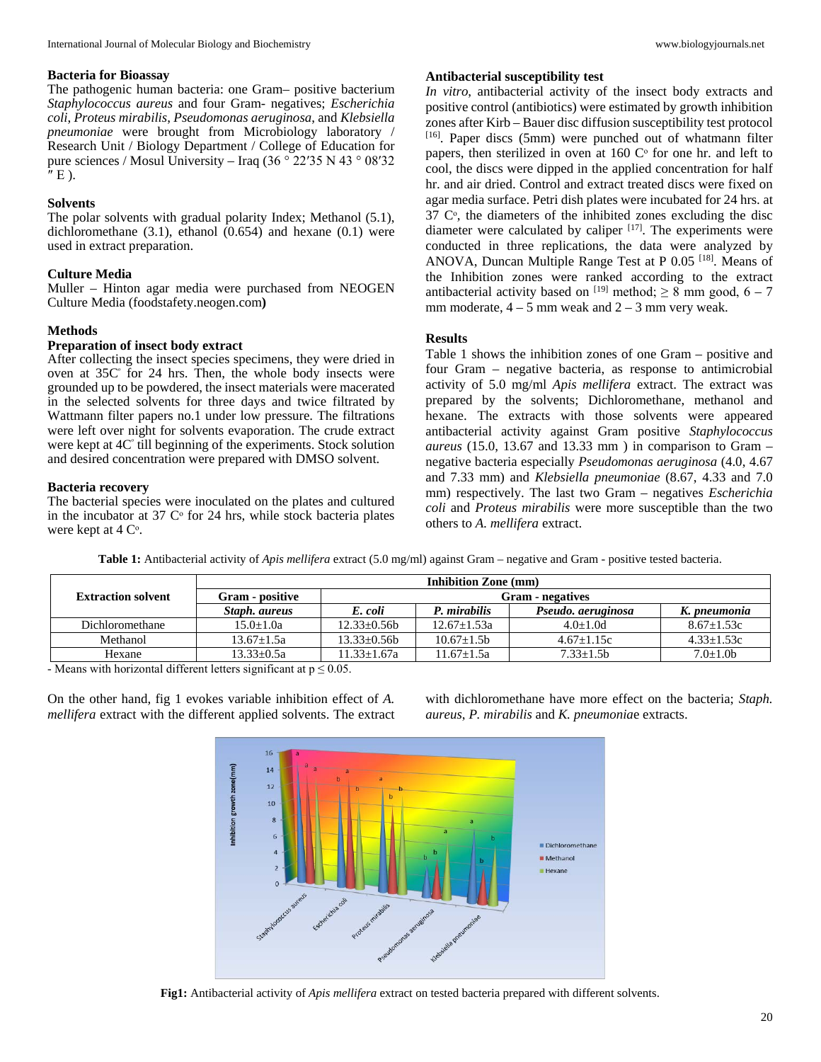### Bacteria for Bioassay

The pathogenic human bacteria: one Gram– positive bacterium *Staphylococcus aureus* and four Gram- negatives; *Escherichia coli*, *Proteus mirabilis*, *Pseudomonas aeruginosa*, and *Klebsiella pneumoniae* were brought from Microbiology laboratory / Research Unit / Biology Department / College of Education for pure sciences / Mosul University – Iraq (36 ° 22′35 N 43 ° 08′32 ″ E ).

### Solvents

The polar solvents with gradual polarity Index; Methanol (5.1), dichloromethane (3.1), ethanol (0.654) and hexane (0.1) were used in extract preparation.

### Culture Media

Muller – Hinton agar media were purchased from NEOGEN Culture Media (foodstafety.neogen.com**)**

### Methods

#### Preparation of insect body extract

After collecting the insect species specimens, they were dried in oven at 35C° for 24 hrs. Then, the whole body insects were grounded up to be powdered, the insect materials were macerated in the selected solvents for three days and twice filtrated by Wattmann filter papers no.1 under low pressure. The filtrations were left over night for solvents evaporation. The crude extract were kept at 4C° till beginning of the experiments. Stock solution and desired concentration were prepared with DMSO solvent.

#### Bacteria recovery

The bacterial species were inoculated on the plates and cultured in the incubator at 37 C° for 24 hrs, while stock bacteria plates were kept at 4 C°.

#### Antibacterial susceptibility test

*In vitro*, antibacterial activity of the insect body extracts and positive control (antibiotics) were estimated by growth inhibition zones after Kirb – Bauer disc diffusion susceptibility test protocol [16]. Paper discs (5mm) were punched out of whatmann filter papers, then sterilized in oven at 160 C° for one hr. and left to cool, the discs were dipped in the applied concentration for half hr. and air dried. Control and extract treated discs were fixed on agar media surface. Petri dish plates were incubated for 24 hrs. at 37 C°, the diameters of the inhibited zones excluding the disc diameter were calculated by caliper [17]. The experiments were conducted in three replications, the data were analyzed by ANOVA, Duncan Multiple Range Test at P 0.05 [18]. Means of the Inhibition zones were ranked according to the extract antibacterial activity based on [19] method; ≥ 8 mm good, 6 – 7 mm moderate, 4 – 5 mm weak and 2 – 3 mm very weak.

### Results

Table 1 shows the inhibition zones of one Gram – positive and four Gram – negative bacteria, as response to antimicrobial activity of 5.0 mg/ml *Apis mellifera* extract. The extract was prepared by the solvents; Dichloromethane, methanol and hexane. The extracts with those solvents were appeared antibacterial activity against Gram positive *Staphylococcus aureus* (15.0, 13.67 and 13.33 mm ) in comparison to Gram – negative bacteria especially *Pseudomonas aeruginosa* (4.0, 4.67 and 7.33 mm) and *Klebsiella pneumoniae* (8.67, 4.33 and 7.0 mm) respectively. The last two Gram – negatives *Escherichia coli* and *Proteus mirabilis* were more susceptible than the two others to *A. mellifera* extract.

**Table 1:** Antibacterial activity of *Apis mellifera* extract (5.0 mg/ml) against Gram – negative and Gram - positive tested bacteria.

| Extraction solvent | Inhibition Zone (mm) | | | | |
|---|---|---|---|---|---|
| | Gram - positive | Gram - negatives | | | |
| | *Staph. aureus* | *E. coli* | *P. mirabilis* | *Pseudo. aeruginosa* | *K. pneumonia* |
| Dichloromethane | 15.0±1.0a | 12.33±0.56b | 12.67±1.53a | 4.0±1.0d | 8.67±1.53c |
| Methanol | 13.67±1.5a | 13.33±0.56b | 10.67±1.5b | 4.67±1.15c | 4.33±1.53c |
| Hexane | 13.33±0.5a | 11.33±1.67a | 11.67±1.5a | 7.33±1.5b | 7.0±1.0b |

- Means with horizontal different letters significant at $p \leq 0.05$.

On the other hand, fig 1 evokes variable inhibition effect of *A. mellifera* extract with the different applied solvents. The extract with dichloromethane have more effect on the bacteria; *Staph. aureus*, *P. mirabilis* and *K. pneumonia*e extracts.

**Fig1:** Antibacterial activity of *Apis mellifera* extract on tested bacteria prepared with different solvents.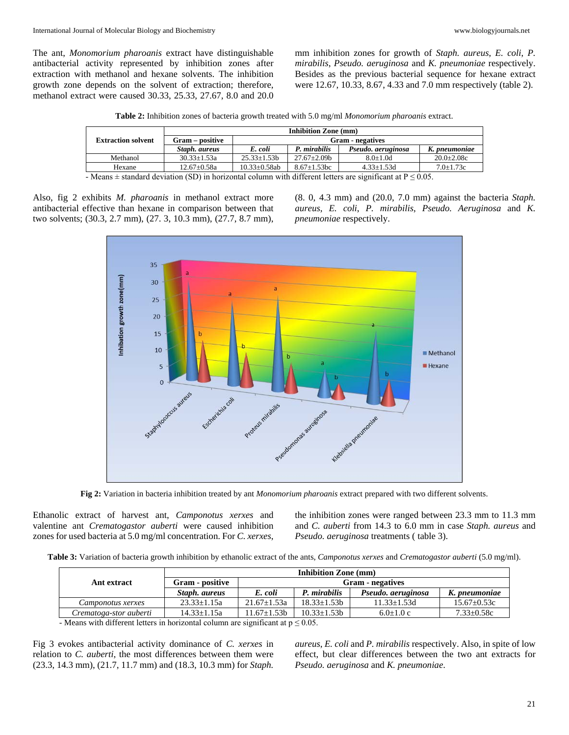The ant, *Monomorium pharoanis* extract have distinguishable antibacterial activity represented by inhibition zones after extraction with methanol and hexane solvents. The inhibition growth zone depends on the solvent of extraction; therefore, methanol extract were caused 30.33, 25.33, 27.67, 8.0 and 20.0 mm inhibition zones for growth of *Staph. aureus*, *E. coli*, *P. mirabilis*, *Pseudo. aeruginosa* and *K. pneumoniae* respectively. Besides as the previous bacterial sequence for hexane extract were 12.67, 10.33, 8.67, 4.33 and 7.0 mm respectively (table 2).

**Table 2:** Inhibition zones of bacteria growth treated with 5.0 mg/ml *Monomorium pharoanis* extract.

| Extraction solvent | Inhibition Zone (mm) | | | | |
|---|---|---|---|---|---|
| | Gram – positive | Gram - negatives | | | |
| | *Staph. aureus* | *E. coli* | *P. mirabilis* | *Pseudo. aeruginosa* | *K. pneumoniae* |
| Methanol | 30.33±1.53a | 25.33±1.53b | 27.67±2.09b | 8.0±1.0d | 20.0±2.08c |
| Hexane | 12.67±0.58a | 10.33±0.58ab | 8.67±1.53bc | 4.33±1.53d | 7.0±1.73c |

- Means ± standard deviation (SD) in horizontal column with different letters are significant at P ≤ 0.05.

Also, fig 2 exhibits *M. pharoanis* in methanol extract more antibacterial effective than hexane in comparison between that two solvents; (30.3, 2.7 mm), (27. 3, 10.3 mm), (27.7, 8.7 mm), (8. 0, 4.3 mm) and (20.0, 7.0 mm) against the bacteria *Staph. aureus*, *E. coli*, *P. mirabilis*, *Pseudo. Aeruginosa* and *K. pneumoniae* respectively.

**Fig 2:** Variation in bacteria inhibition treated by ant *Monomorium pharoanis* extract prepared with two different solvents.

Ethanolic extract of harvest ant, *Camponotus xerxes* and valentine ant *Crematogastor auberti* were caused inhibition zones for used bacteria at 5.0 mg/ml concentration. For *C. xerxes*, the inhibition zones were ranged between 23.3 mm to 11.3 mm and *C. auberti* from 14.3 to 6.0 mm in case *Staph. aureus* and *Pseudo. aeruginosa* treatments ( table 3).

**Table 3:** Variation of bacteria growth inhibition by ethanolic extract of the ants, *Camponotus xerxes* and *Crematogastor auberti* (5.0 mg/ml).

| Ant extract | Inhibition Zone (mm) | | | | |
|---|---|---|---|---|---|
| | Gram - positive | Gram - negatives | | | |
| | *Staph. aureus* | *E. coli* | *P. mirabilis* | *Pseudo. aeruginosa* | *K. pneumoniae* |
| *Camponotus xerxes* | 23.33±1.15a | 21.67±1.53a | 18.33±1.53b | 11.33±1.53d | 15.67±0.53c |
| *Crematoga-stor auberti* | 14.33±1.15a | 11.67±1.53b | 10.33±1.53b | 6.0±1.0 c | 7.33±0.58c |

- Means with different letters in horizontal column are significant at p ≤ 0.05.

Fig 3 evokes antibacterial activity dominance of *C. xerxes* in relation to *C. auberti*, the most differences between them were (23.3, 14.3 mm), (21.7, 11.7 mm) and (18.3, 10.3 mm) for *Staph. aureus*, *E. coli* and *P. mirabilis* respectively. Also, in spite of low effect, but clear differences between the two ant extracts for *Pseudo. aeruginosa* and *K. pneumoniae*.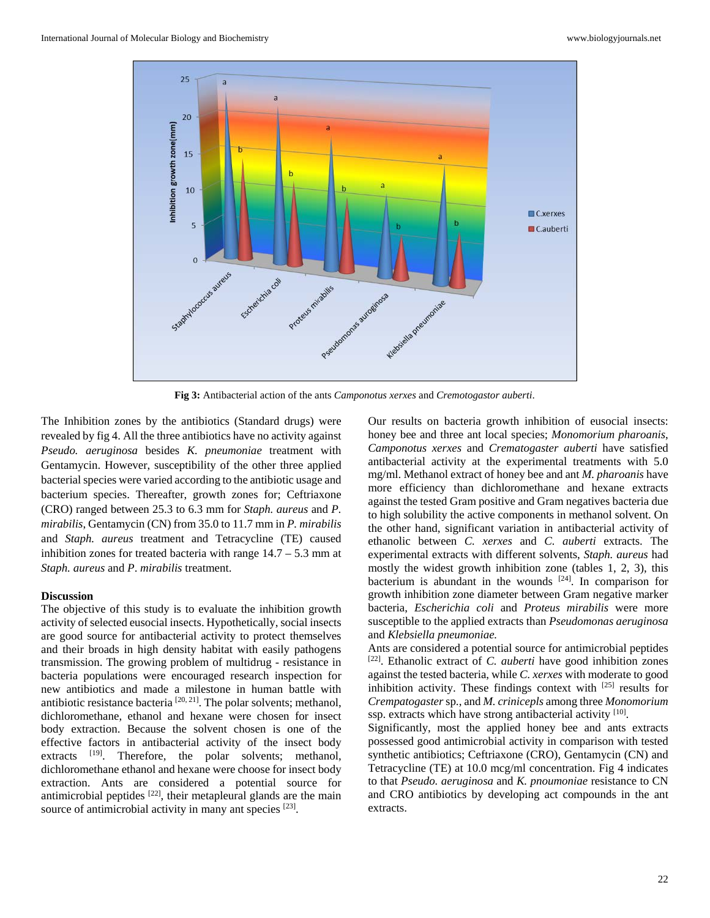**Fig 3:** Antibacterial action of the ants *Camponotus xerxes* and *Cremotogastor auberti*.

The Inhibition zones by the antibiotics (Standard drugs) were revealed by fig 4. All the three antibiotics have no activity against *Pseudo. aeruginosa* besides *K. pneumoniae* treatment with Gentamycin. However, susceptibility of the other three applied bacterial species were varied according to the antibiotic usage and bacterium species. Thereafter, growth zones for; Ceftriaxone (CRO) ranged between 25.3 to 6.3 mm for *Staph. aureus* and *P. mirabilis*, Gentamycin (CN) from 35.0 to 11.7 mm in *P. mirabilis* and *Staph. aureus* treatment and Tetracycline (TE) caused inhibition zones for treated bacteria with range 14.7 – 5.3 mm at *Staph. aureus* and *P. mirabilis* treatment.

## Discussion

The objective of this study is to evaluate the inhibition growth activity of selected eusocial insects. Hypothetically, social insects are good source for antibacterial activity to protect themselves and their broads in high density habitat with easily pathogens transmission. The growing problem of multidrug - resistance in bacteria populations were encouraged research inspection for new antibiotics and made a milestone in human battle with antibiotic resistance bacteria [20, 21]. The polar solvents; methanol, dichloromethane, ethanol and hexane were chosen for insect body extraction. Because the solvent chosen is one of the effective factors in antibacterial activity of the insect body extracts [19]. Therefore, the polar solvents; methanol, dichloromethane ethanol and hexane were choose for insect body extraction. Ants are considered a potential source for antimicrobial peptides [22], their metapleural glands are the main source of antimicrobial activity in many ant species [23].

Our results on bacteria growth inhibition of eusocial insects: honey bee and three ant local species; *Monomorium pharoanis*, *Camponotus xerxes* and *Crematogaster auberti* have satisfied antibacterial activity at the experimental treatments with 5.0 mg/ml. Methanol extract of honey bee and ant *M. pharoanis* have more efficiency than dichloromethane and hexane extracts against the tested Gram positive and Gram negatives bacteria due to high solubility the active components in methanol solvent. On the other hand, significant variation in antibacterial activity of ethanolic between *C. xerxes* and *C. auberti* extracts. The experimental extracts with different solvents, *Staph. aureus* had mostly the widest growth inhibition zone (tables 1, 2, 3), this bacterium is abundant in the wounds [24]. In comparison for growth inhibition zone diameter between Gram negative marker bacteria, *Escherichia coli* and *Proteus mirabilis* were more susceptible to the applied extracts than *Pseudomonas aeruginosa* and *Klebsiella pneumoniae.*

Ants are considered a potential source for antimicrobial peptides [22]. Ethanolic extract of *C. auberti* have good inhibition zones against the tested bacteria, while *C. xerxes* with moderate to good inhibition activity. These findings context with [25] results for *Crempatogaster* sp., and *M. crinicepls* among three *Monomorium* ssp. extracts which have strong antibacterial activity [10].

Significantly, most the applied honey bee and ants extracts possessed good antimicrobial activity in comparison with tested synthetic antibiotics; Ceftriaxone (CRO), Gentamycin (CN) and Tetracycline (TE) at 10.0 mcg/ml concentration. Fig 4 indicates to that *Pseudo. aeruginosa* and *K. pnoumoniae* resistance to CN and CRO antibiotics by developing act compounds in the ant extracts.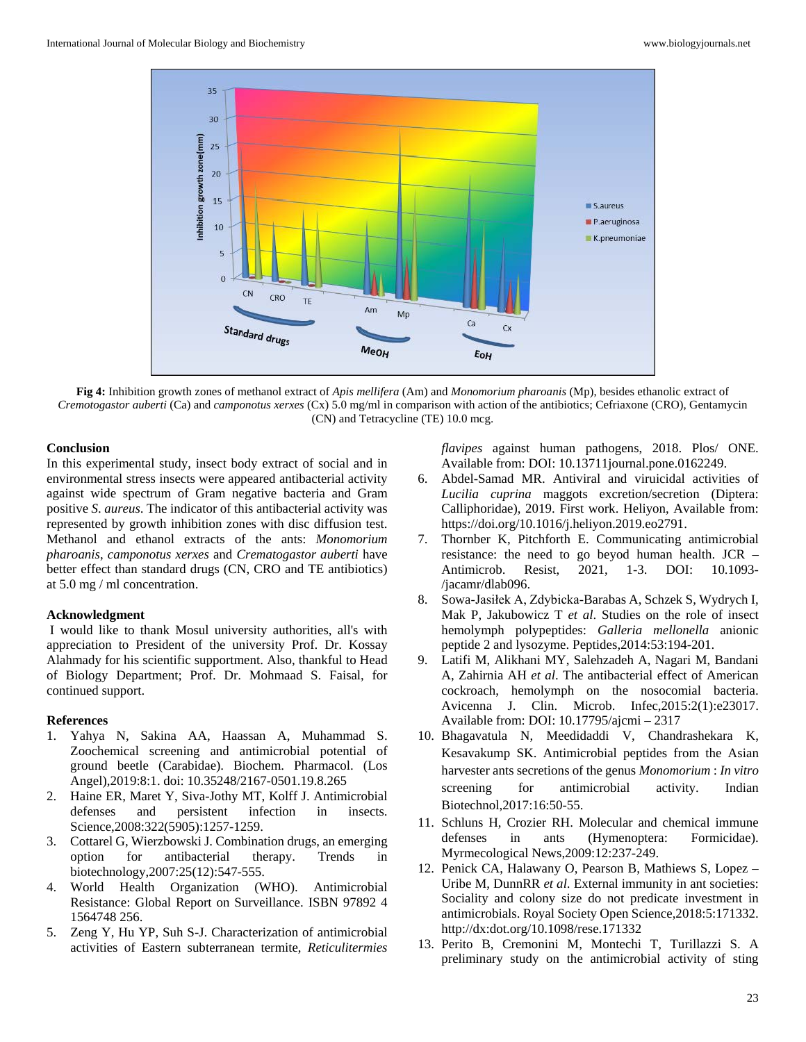Fig 4: Inhibition growth zones of methanol extract of *Apis mellifera* (Am) and *Monomorium pharoanis* (Mp), besides ethanolic extract of *Cremotogastor auberti* (Ca) and *camponotus xerxes* (Cx) 5.0 mg/ml in comparison with action of the antibiotics; Cefriaxone (CRO), Gentamycin (CN) and Tetracycline (TE) 10.0 mcg.

## Conclusion

In this experimental study, insect body extract of social and in environmental stress insects were appeared antibacterial activity against wide spectrum of Gram negative bacteria and Gram positive *S. aureus*. The indicator of this antibacterial activity was represented by growth inhibition zones with disc diffusion test. Methanol and ethanol extracts of the ants: *Monomorium pharoanis*, *camponotus xerxes* and *Crematogastor auberti* have better effect than standard drugs (CN, CRO and TE antibiotics) at 5.0 mg / ml concentration.

## Acknowledgment

I would like to thank Mosul university authorities, all's with appreciation to President of the university Prof. Dr. Kossay Alahmady for his scientific supportment. Also, thankful to Head of Biology Department; Prof. Dr. Mohmaad S. Faisal, for continued support.

## References

1. Yahya N, Sakina AA, Haassan A, Muhammad S. Zoochemical screening and antimicrobial potential of ground beetle (Carabidae). Biochem. Pharmacol. (Los Angel),2019:8:1. doi: 10.35248/2167-0501.19.8.265
2. Haine ER, Maret Y, Siva-Jothy MT, Kolff J. Antimicrobial defenses and persistent infection in insects. Science,2008:322(5905):1257-1259.
3. Cottarel G, Wierzbowski J. Combination drugs, an emerging option for antibacterial therapy. Trends in biotechnology,2007:25(12):547-555.
4. World Health Organization (WHO). Antimicrobial Resistance: Global Report on Surveillance. ISBN 97892 4 1564748 256.
5. Zeng Y, Hu YP, Suh S-J. Characterization of antimicrobial activities of Eastern subterranean termite, *Reticulitermies flavipes* against human pathogens, 2018. Plos/ ONE. Available from: DOI: 10.13711journal.pone.0162249.
6. Abdel-Samad MR. Antiviral and viruicidal activities of *Lucilia cuprina* maggots excretion/secretion (Diptera: Calliphoridae), 2019. First work. Heliyon, Available from: https://doi.org/10.1016/j.heliyon.2019.eo2791.
7. Thornber K, Pitchforth E. Communicating antimicrobial resistance: the need to go beyod human health. JCR – Antimicrob. Resist, 2021, 1-3. DOI: 10.1093-/jacamr/dlab096.
8. Sowa-Jasiłek A, Zdybicka-Barabas A, Schzek S, Wydrych I, Mak P, Jakubowicz T *et al*. Studies on the role of insect hemolymph polypeptides: *Galleria mellonella* anionic peptide 2 and lysozyme. Peptides,2014:53:194-201.
9. Latifi M, Alikhani MY, Salehzadeh A, Nagari M, Bandani A, Zahirnia AH *et al*. The antibacterial effect of American cockroach, hemolymph on the nosocomial bacteria. Avicenna J. Clin. Microb. Infec,2015:2(1):e23017. Available from: DOI: 10.17795/ajcmi – 2317
10. Bhagavatula N, Meedidaddi V, Chandrashekara K, Kesavakump SK. Antimicrobial peptides from the Asian harvester ants secretions of the genus *Monomorium* : *In vitro* screening for antimicrobial activity. Indian Biotechnol,2017:16:50-55.
11. Schluns H, Crozier RH. Molecular and chemical immune defenses in ants (Hymenoptera: Formicidae). Myrmecological News,2009:12:237-249.
12. Penick CA, Halawany O, Pearson B, Mathiews S, Lopez – Uribe M, DunnRR *et al*. External immunity in ant societies: Sociality and colony size do not predicate investment in antimicrobials. Royal Society Open Science,2018:5:171332. http://dx:dot.org/10.1098/rese.171332
13. Perito B, Cremonini M, Montechi T, Turillazzi S. A preliminary study on the antimicrobial activity of sting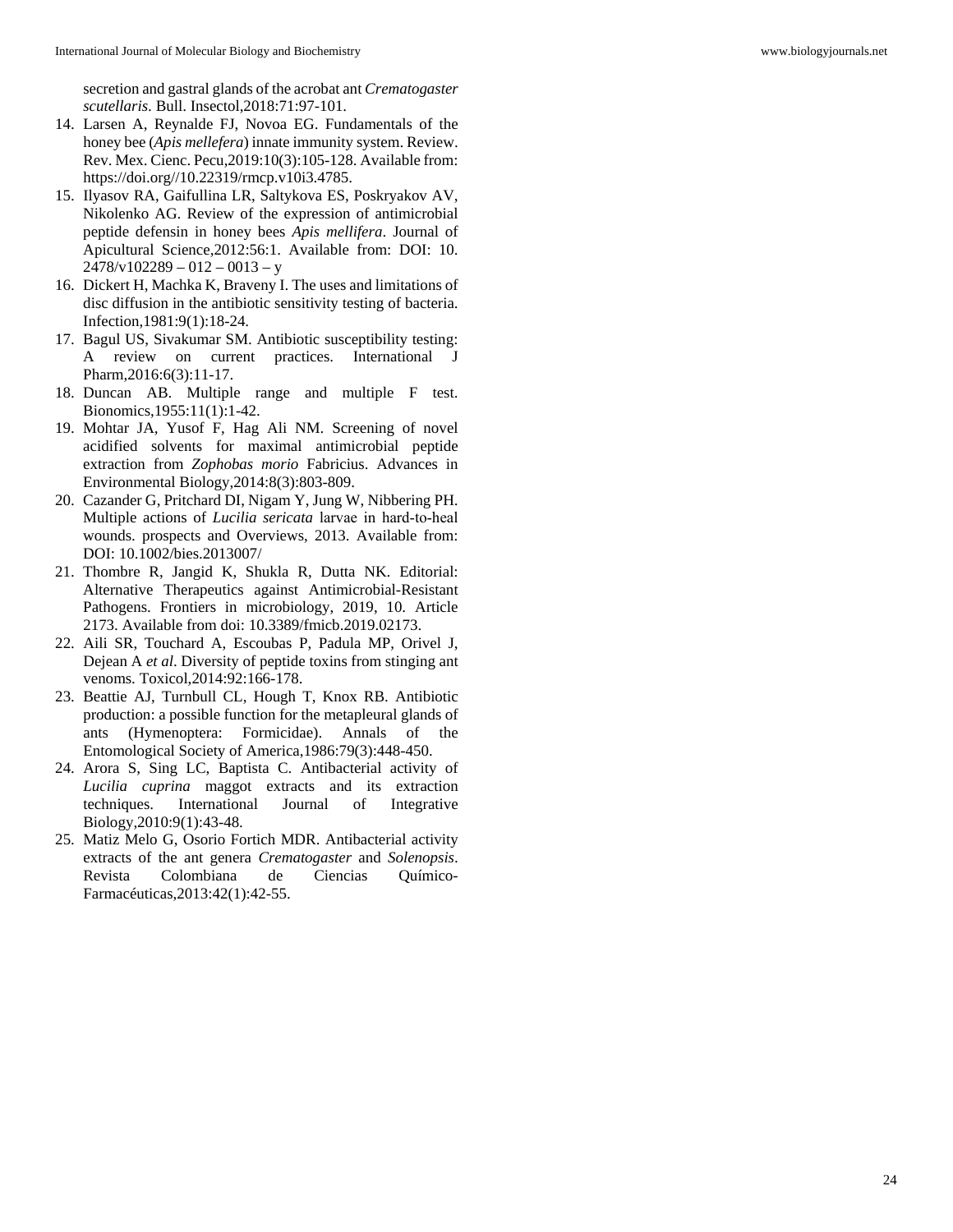secretion and gastral glands of the acrobat ant *Crematogaster scutellaris*. Bull. Insectol,2018:71:97-101.

14. Larsen A, Reynalde FJ, Novoa EG. Fundamentals of the honey bee (*Apis mellefera*) innate immunity system. Review. Rev. Mex. Cienc. Pecu,2019:10(3):105-128. Available from: https://doi.org//10.22319/rmcp.v10i3.4785.
15. Ilyasov RA, Gaifullina LR, Saltykova ES, Poskryakov AV, Nikolenko AG. Review of the expression of antimicrobial peptide defensin in honey bees *Apis mellifera*. Journal of Apicultural Science,2012:56:1. Available from: DOI: 10. 2478/v102289 – 012 – 0013 – y
16. Dickert H, Machka K, Braveny I. The uses and limitations of disc diffusion in the antibiotic sensitivity testing of bacteria. Infection,1981:9(1):18-24.
17. Bagul US, Sivakumar SM. Antibiotic susceptibility testing: A review on current practices. International J Pharm,2016:6(3):11-17.
18. Duncan AB. Multiple range and multiple F test. Bionomics,1955:11(1):1-42.
19. Mohtar JA, Yusof F, Hag Ali NM. Screening of novel acidified solvents for maximal antimicrobial peptide extraction from *Zophobas morio* Fabricius. Advances in Environmental Biology,2014:8(3):803-809.
20. Cazander G, Pritchard DI, Nigam Y, Jung W, Nibbering PH. Multiple actions of *Lucilia sericata* larvae in hard-to-heal wounds. prospects and Overviews, 2013. Available from: DOI: 10.1002/bies.2013007/
21. Thombre R, Jangid K, Shukla R, Dutta NK. Editorial: Alternative Therapeutics against Antimicrobial-Resistant Pathogens. Frontiers in microbiology, 2019, 10. Article 2173. Available from doi: 10.3389/fmicb.2019.02173.
22. Aili SR, Touchard A, Escoubas P, Padula MP, Orivel J, Dejean A *et al*. Diversity of peptide toxins from stinging ant venoms. Toxicol,2014:92:166-178.
23. Beattie AJ, Turnbull CL, Hough T, Knox RB. Antibiotic production: a possible function for the metapleural glands of ants (Hymenoptera: Formicidae). Annals of the Entomological Society of America,1986:79(3):448-450.
24. Arora S, Sing LC, Baptista C. Antibacterial activity of *Lucilia cuprina* maggot extracts and its extraction techniques. International Journal of Integrative Biology,2010:9(1):43-48.
25. Matiz Melo G, Osorio Fortich MDR. Antibacterial activity extracts of the ant genera *Crematogaster* and *Solenopsis*. Revista Colombiana de Ciencias Químico-Farmacéuticas,2013:42(1):42-55.